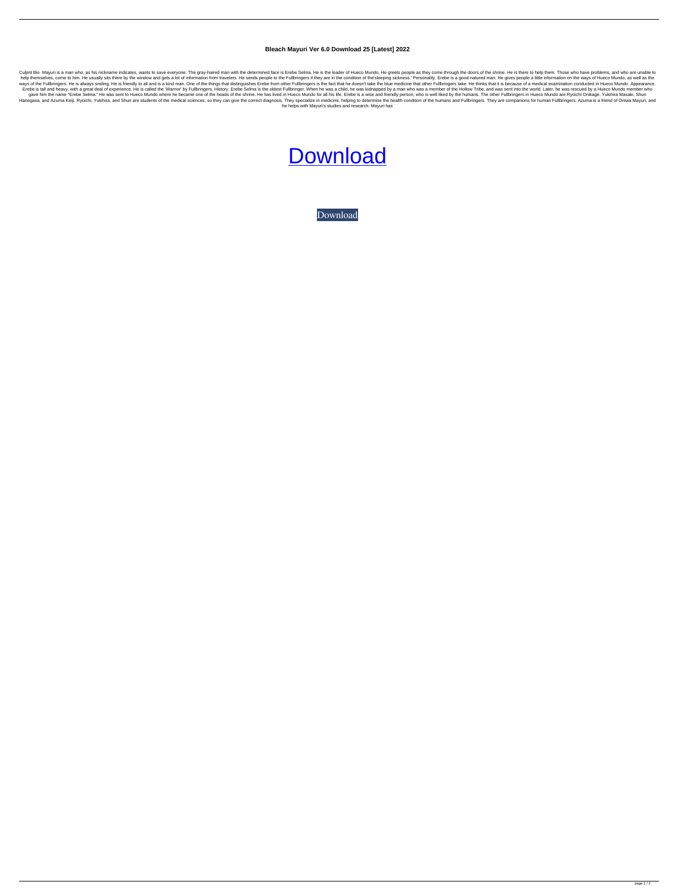# Bleach Mayuri Ver 6.0 Download 25 [Latest] 2022

Culprit Bio. Mayuri is a man who, as his nickname indicates, wants to save everyone. The gray-haired man with the determined face is Erebe Selma. He is the leader of Hueco Mundo. He greets people as they come through the doors of the shrine. He is there to help them. Those who have problems, and who are unable to help themselves, come to him. He usually sits there by the window and gets a lot of information from travelers. He sends people to the Fullbringers if they are in the condition of the'sleeping sickness.' Personality. Erebe is a good-natured man. He gives people a little information on the ways of Hueco Mundo, as well as the ways of the Fullbringers. He is always smiling. He is friendly to all and is a kind man. One of the things that distinguishes Erebe from other Fullbringers is the fact that he doesn't take the blue medicine that other Fullbringers take. He thinks that it is because of a medical examination conducted in Hueco Mundo. Appearance. Erebe is tall and heavy, with a great deal of experience. He is called the 'Warrior' by Fullbringers. History. Erebe Selma is the oldest Fullbringer. When he was a child, he was kidnapped by a man who was a member of the Hollow Tribe, and was sent into the world. Later, he was rescued by a Hueco Mundo member who gave him the name "Erebe Selma." He was sent to Hueco Mundo where he became one of the heads of the shrine. He has lived in Hueco Mundo for all his life. Erebe is a wise and friendly person, who is well liked by the humans. The other Fullbringers in Hueco Mundo are Ryoichi Onikage, Yukihira Masaki, Shun Hanegasa, and Azuma Keiji. Ryoichi, Yukihira, and Shun are students of the medical sciences, so they can give the correct diagnosis. They specialize in medicine, helping to determine the health condition of the humans and Fullbringers. They are companions for human Fullbringers. Azuma is a friend of Oniwa Mayuri, and he helps with Mayuri's studies and research. Mayuri has

Download

Download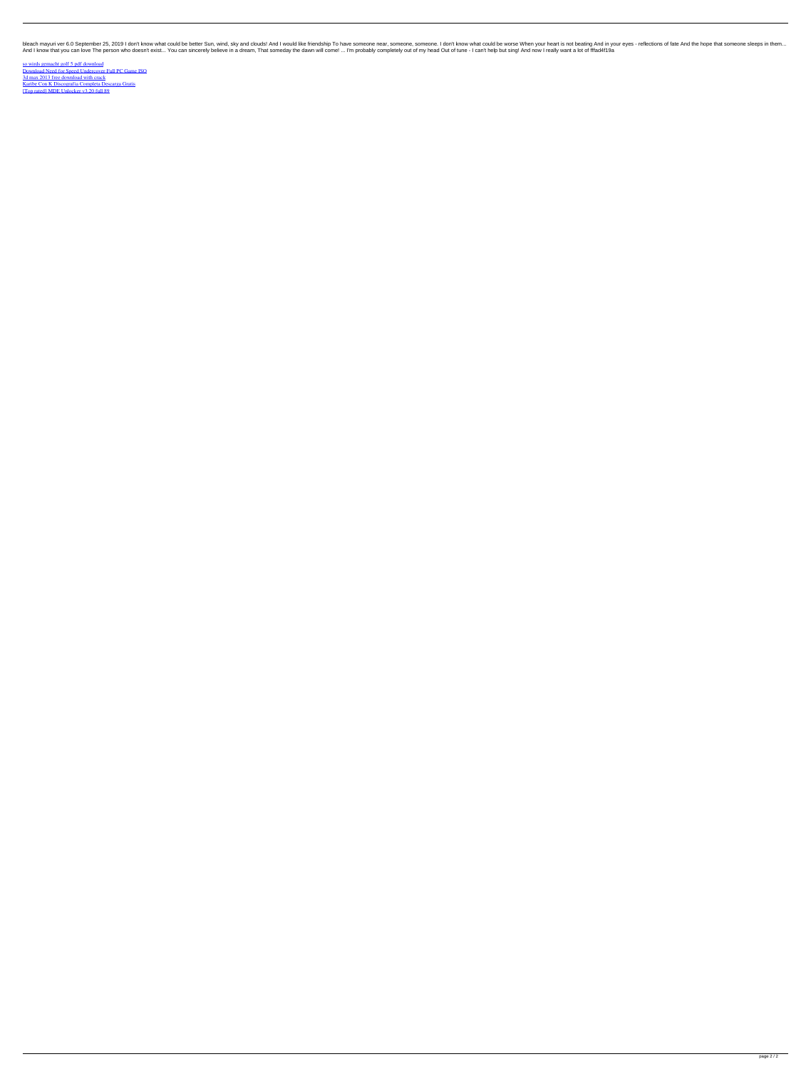bleach mayuri ver 6.0 September 25, 2019 I don't know what could be better Sun, wind, sky and clouds! And I would like friendship To have someone near, someone, someone. I don't know what could be worse When your heart is not beating And in your eyes - reflections of fate And the hope that someone sleeps in them... And I know that you can love The person who doesn't exist... You can sincerely believe in a dream, That someday the dawn will come! ... I'm probably completely out of my head Out of tune - I can't help but sing! And now I really want a lot of fffad4f19a

so wirds gemacht golf 5 pdf download
Download Need for Speed Undercover Full PC Game ISO
3d max 2013 free download with crack
Karibe Con K Discografia Completa Descarga Gratis
[Top rated] MDE Unlocker v3.20 full 89